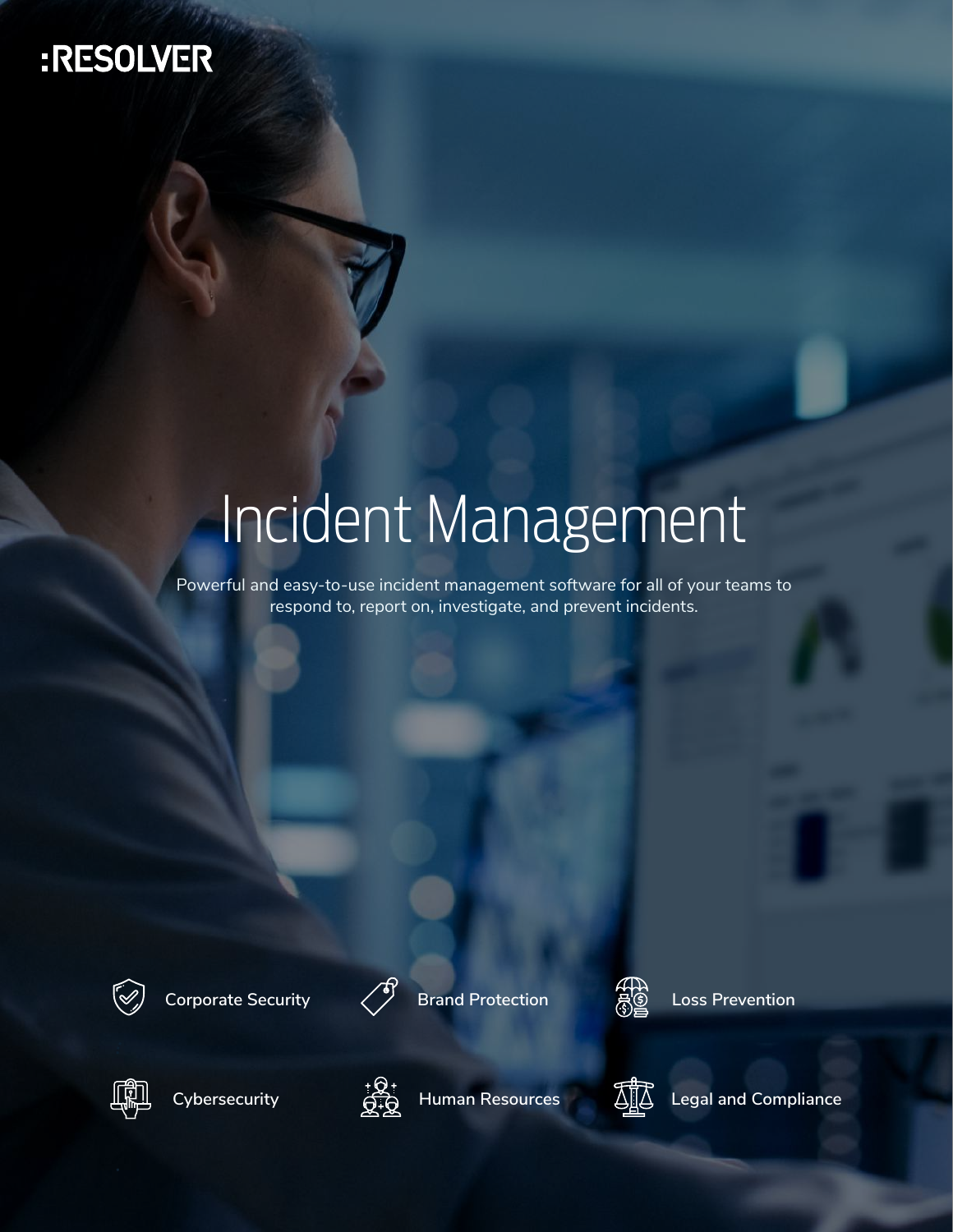:RESOLVER

# Incident Management

Powerful and easy-to-use incident management software for all of your teams to respond to, report on, investigate, and prevent incidents.

- Corporate Security
- Brand Protection
- Loss Prevention
- Cybersecurity
- Human Resources
- Legal and Compliance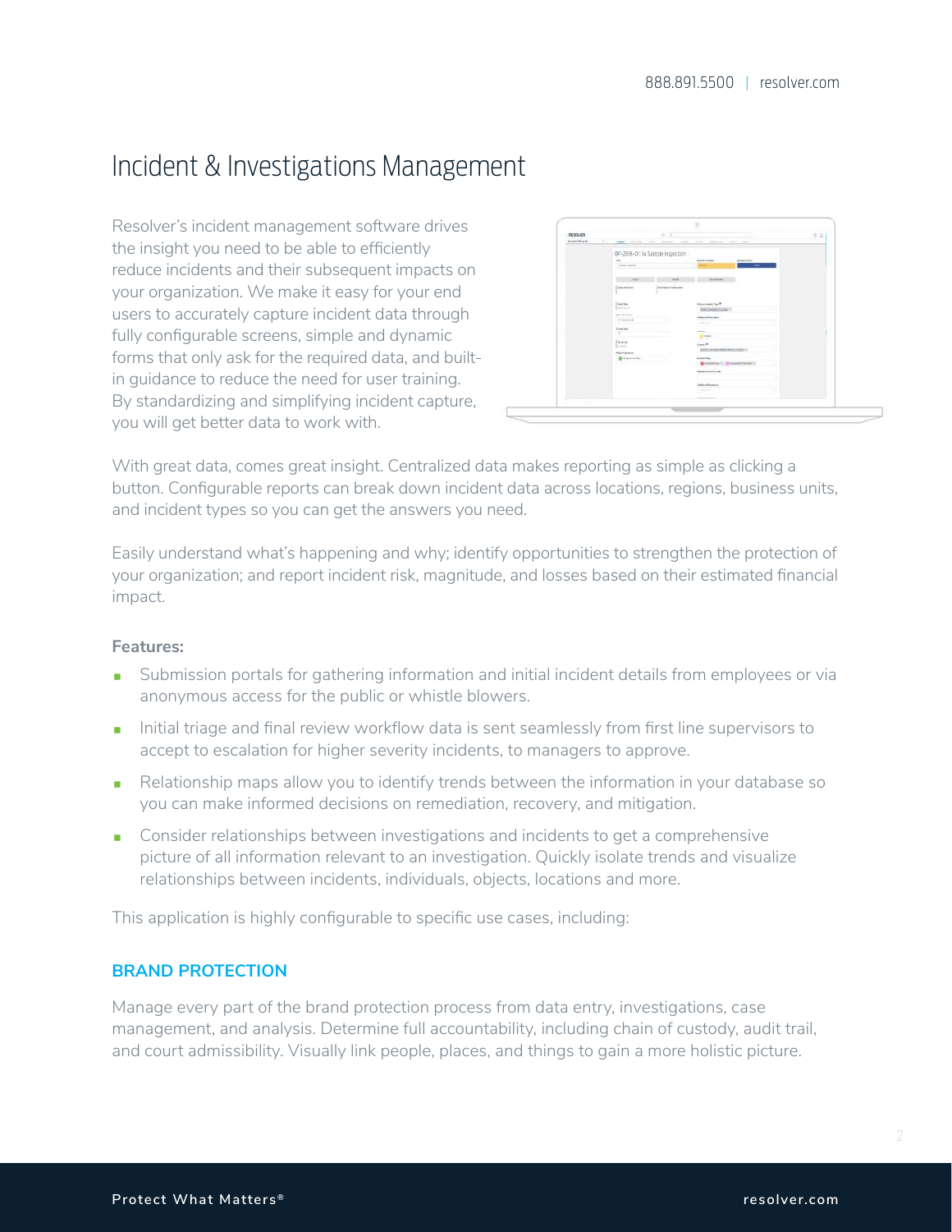# Incident & Investigations Management

Resolver's incident management software drives the insight you need to be able to efficiently reduce incidents and their subsequent impacts on your organization. We make it easy for your end users to accurately capture incident data through fully configurable screens, simple and dynamic forms that only ask for the required data, and built-in guidance to reduce the need for user training. By standardizing and simplifying incident capture, you will get better data to work with.

With great data, comes great insight. Centralized data makes reporting as simple as clicking a button. Configurable reports can break down incident data across locations, regions, business units, and incident types so you can get the answers you need.

Easily understand what's happening and why; identify opportunities to strengthen the protection of your organization; and report incident risk, magnitude, and losses based on their estimated financial impact.

**Features:**

- Submission portals for gathering information and initial incident details from employees or via anonymous access for the public or whistle blowers.
- Initial triage and final review workflow data is sent seamlessly from first line supervisors to accept to escalation for higher severity incidents, to managers to approve.
- Relationship maps allow you to identify trends between the information in your database so you can make informed decisions on remediation, recovery, and mitigation.
- Consider relationships between investigations and incidents to get a comprehensive picture of all information relevant to an investigation. Quickly isolate trends and visualize relationships between incidents, individuals, objects, locations and more.

This application is highly configurable to specific use cases, including:

## BRAND PROTECTION

Manage every part of the brand protection process from data entry, investigations, case management, and analysis. Determine full accountability, including chain of custody, audit trail, and court admissibility. Visually link people, places, and things to gain a more holistic picture.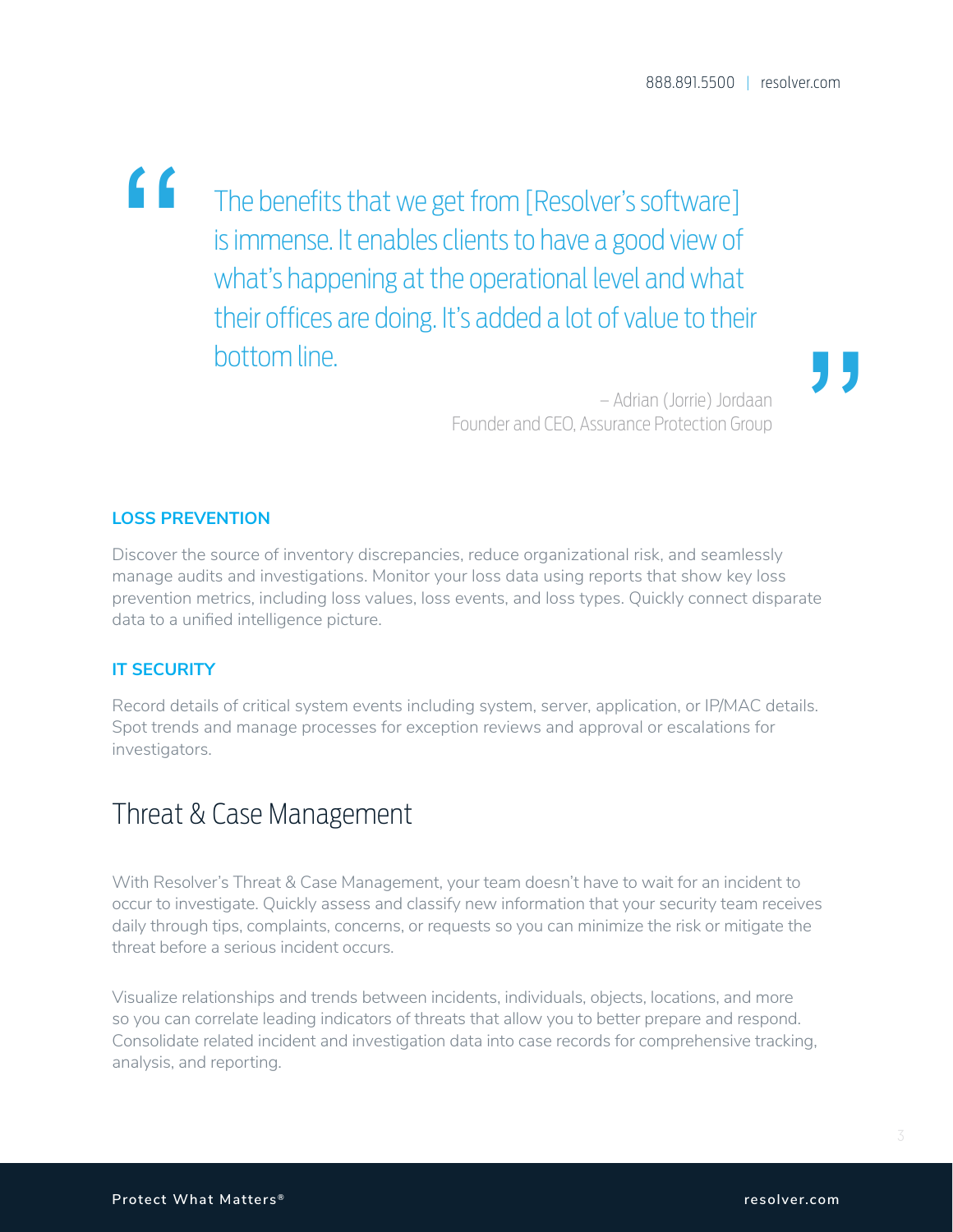> The benefits that we get from [Resolver's software] is immense. It enables clients to have a good view of what's happening at the operational level and what their offices are doing. It's added a lot of value to their bottom line.
>
> – Adrian (Jorrie) Jordaan
> Founder and CEO, Assurance Protection Group

### LOSS PREVENTION

Discover the source of inventory discrepancies, reduce organizational risk, and seamlessly manage audits and investigations. Monitor your loss data using reports that show key loss prevention metrics, including loss values, loss events, and loss types. Quickly connect disparate data to a unified intelligence picture.

### IT SECURITY

Record details of critical system events including system, server, application, or IP/MAC details. Spot trends and manage processes for exception reviews and approval or escalations for investigators.

## Threat & Case Management

With Resolver's Threat & Case Management, your team doesn't have to wait for an incident to occur to investigate. Quickly assess and classify new information that your security team receives daily through tips, complaints, concerns, or requests so you can minimize the risk or mitigate the threat before a serious incident occurs.

Visualize relationships and trends between incidents, individuals, objects, locations, and more so you can correlate leading indicators of threats that allow you to better prepare and respond. Consolidate related incident and investigation data into case records for comprehensive tracking, analysis, and reporting.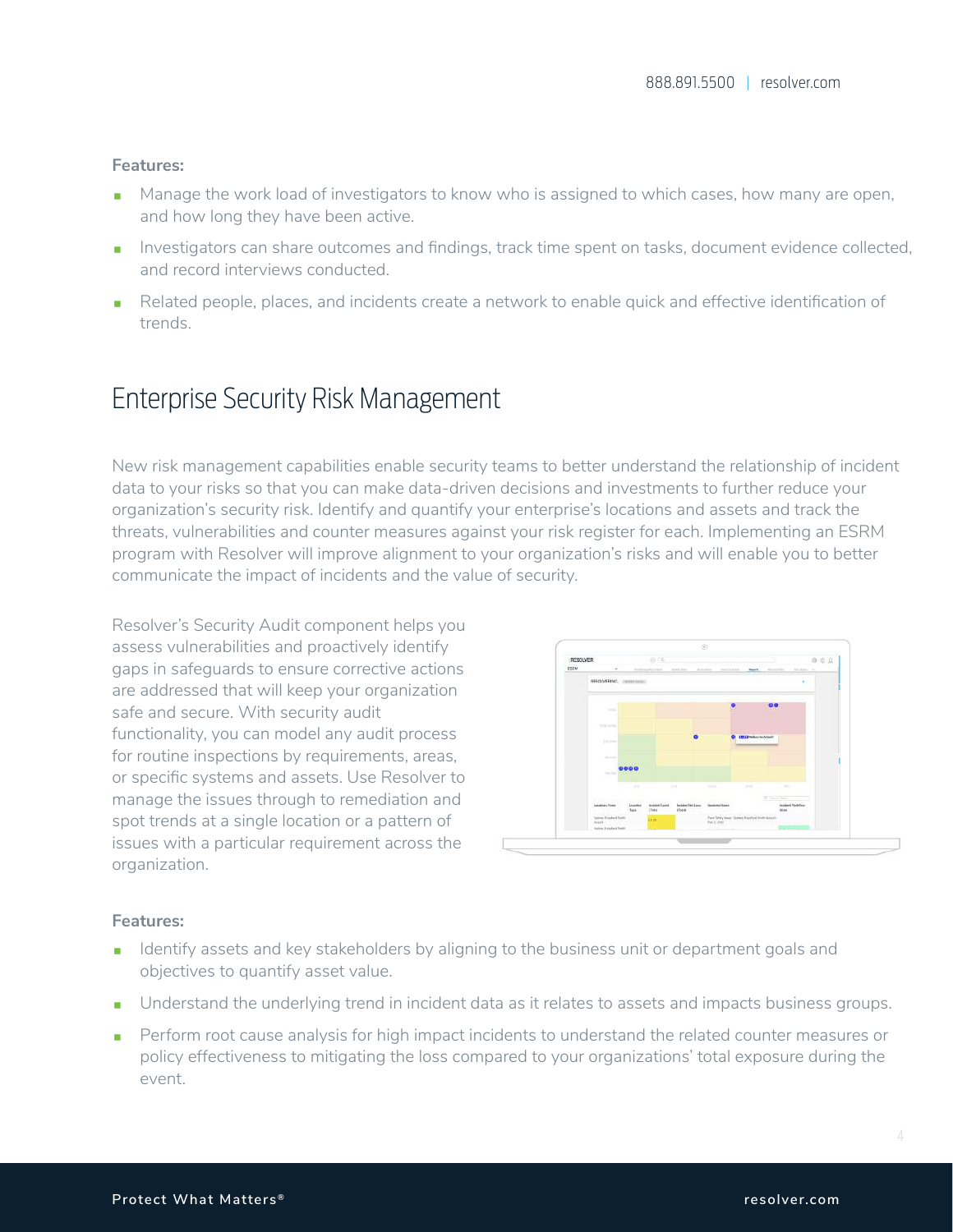**Features:**

- Manage the work load of investigators to know who is assigned to which cases, how many are open, and how long they have been active.
- Investigators can share outcomes and findings, track time spent on tasks, document evidence collected, and record interviews conducted.
- Related people, places, and incidents create a network to enable quick and effective identification of trends.

## Enterprise Security Risk Management

New risk management capabilities enable security teams to better understand the relationship of incident data to your risks so that you can make data-driven decisions and investments to further reduce your organization's security risk. Identify and quantify your enterprise's locations and assets and track the threats, vulnerabilities and counter measures against your risk register for each. Implementing an ESRM program with Resolver will improve alignment to your organization's risks and will enable you to better communicate the impact of incidents and the value of security.

Resolver's Security Audit component helps you assess vulnerabilities and proactively identify gaps in safeguards to ensure corrective actions are addressed that will keep your organization safe and secure. With security audit functionality, you can model any audit process for routine inspections by requirements, areas, or specific systems and assets. Use Resolver to manage the issues through to remediation and spot trends at a single location or a pattern of issues with a particular requirement across the organization.

**Features:**

- Identify assets and key stakeholders by aligning to the business unit or department goals and objectives to quantify asset value.
- Understand the underlying trend in incident data as it relates to assets and impacts business groups.
- Perform root cause analysis for high impact incidents to understand the related counter measures or policy effectiveness to mitigating the loss compared to your organizations' total exposure during the event.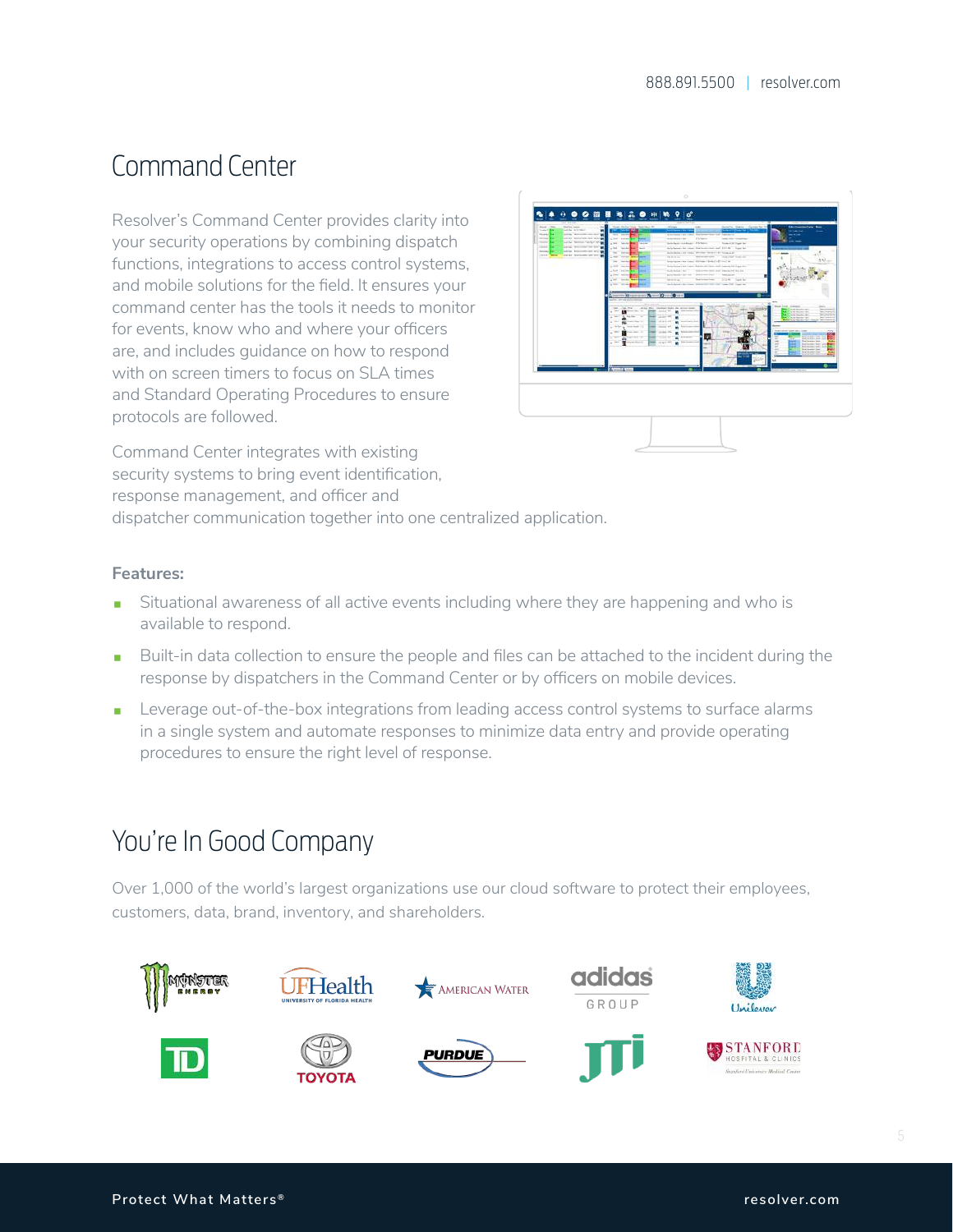## Command Center

Resolver's Command Center provides clarity into your security operations by combining dispatch functions, integrations to access control systems, and mobile solutions for the field. It ensures your command center has the tools it needs to monitor for events, know who and where your officers are, and includes guidance on how to respond with on screen timers to focus on SLA times and Standard Operating Procedures to ensure protocols are followed.

Command Center integrates with existing security systems to bring event identification, response management, and officer and dispatcher communication together into one centralized application.

**Features:**

- Situational awareness of all active events including where they are happening and who is available to respond.
- Built-in data collection to ensure the people and files can be attached to the incident during the response by dispatchers in the Command Center or by officers on mobile devices.
- Leverage out-of-the-box integrations from leading access control systems to surface alarms in a single system and automate responses to minimize data entry and provide operating procedures to ensure the right level of response.

## You're In Good Company

Over 1,000 of the world's largest organizations use our cloud software to protect their employees, customers, data, brand, inventory, and shareholders.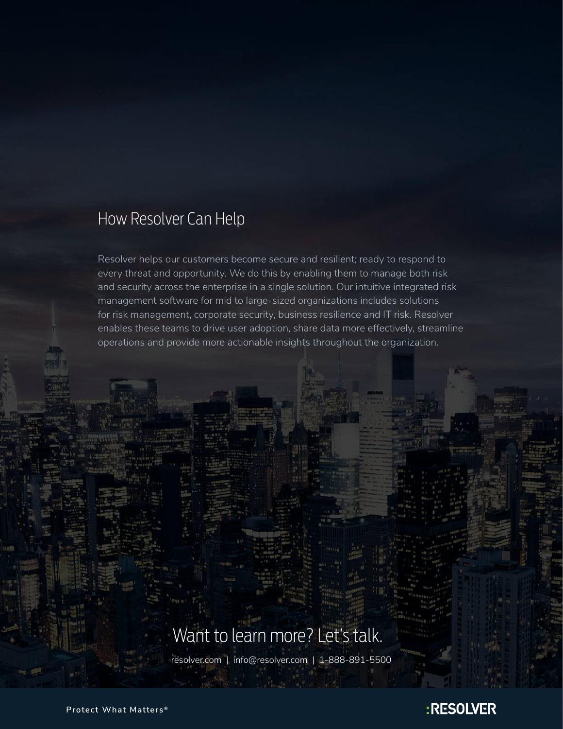## How Resolver Can Help

Resolver helps our customers become secure and resilient; ready to respond to every threat and opportunity. We do this by enabling them to manage both risk and security across the enterprise in a single solution. Our intuitive integrated risk management software for mid to large-sized organizations includes solutions for risk management, corporate security, business resilience and IT risk. Resolver enables these teams to drive user adoption, share data more effectively, streamline operations and provide more actionable insights throughout the organization.

## Want to learn more? Let's talk.

resolver.com | info@resolver.com | 1-888-891-5500

**Protect What Matters®**

**:RESOLVER**